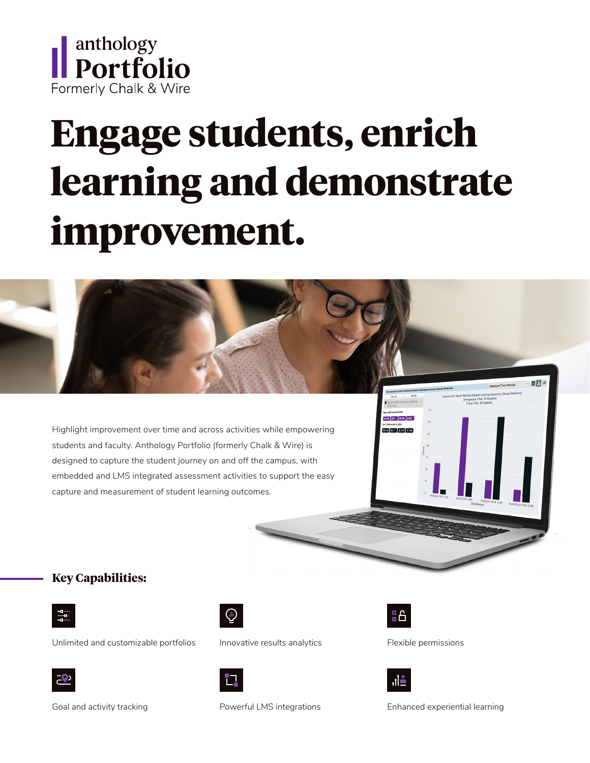anthology
Portfolio
Formerly Chalk & Wire

# Engage students, enrich learning and demonstrate improvement.

Highlight improvement over time and across activities while empowering students and faculty. Anthology Portfolio (formerly Chalk & Wire) is designed to capture the student journey on and off the campus, with embedded and LMS integrated assessment activities to support the easy capture and measurement of student learning outcomes.

## Key Capabilities:

- Unlimited and customizable portfolios
- Innovative results analytics
- Flexible permissions
- Goal and activity tracking
- Powerful LMS integrations
- Enhanced experiential learning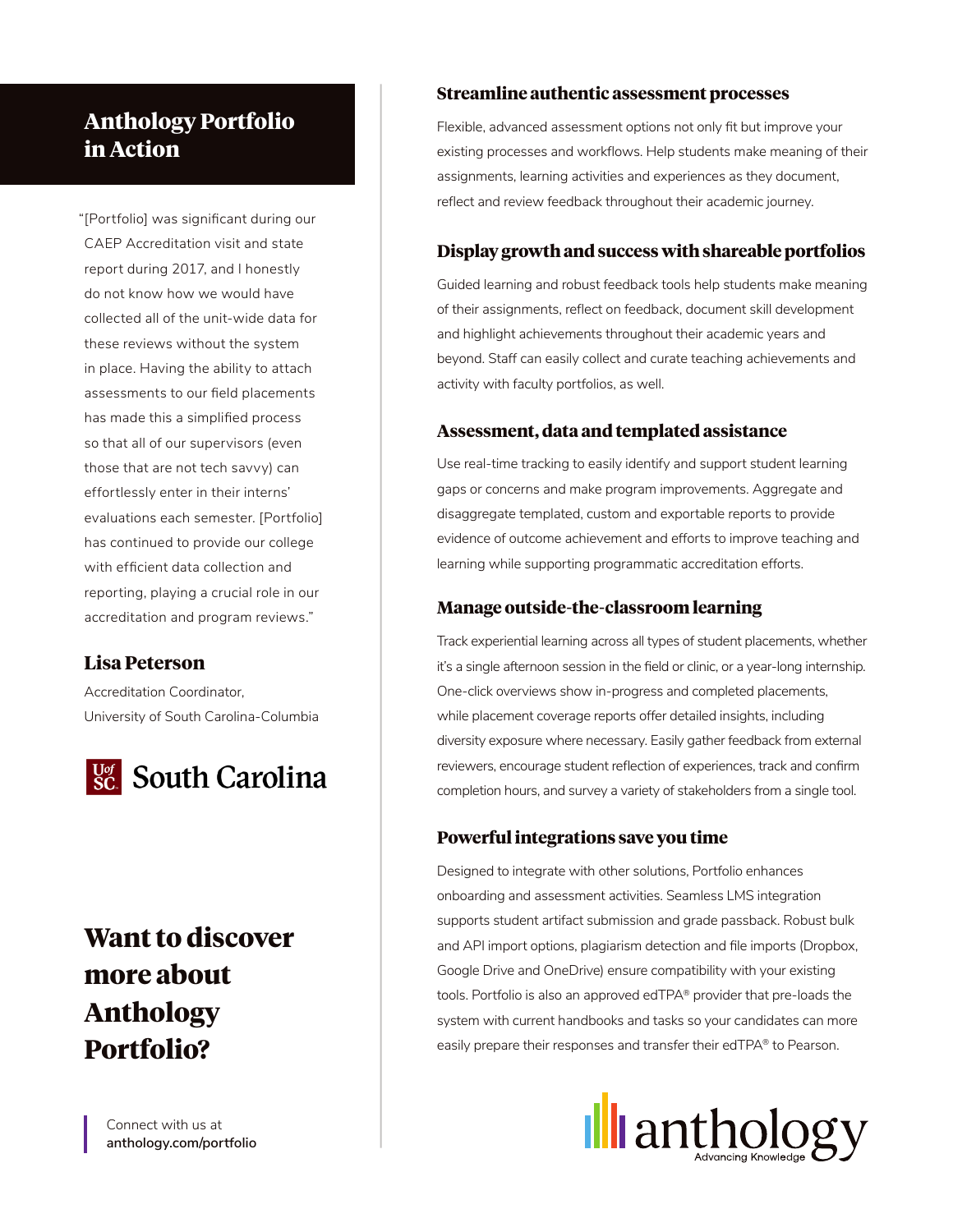## Anthology Portfolio in Action

"[Portfolio] was significant during our CAEP Accreditation visit and state report during 2017, and I honestly do not know how we would have collected all of the unit-wide data for these reviews without the system in place. Having the ability to attach assessments to our field placements has made this a simplified process so that all of our supervisors (even those that are not tech savvy) can effortlessly enter in their interns' evaluations each semester. [Portfolio] has continued to provide our college with efficient data collection and reporting, playing a crucial role in our accreditation and program reviews."

**Lisa Peterson**

Accreditation Coordinator,
University of South Carolina-Columbia

UofSC South Carolina

### Streamline authentic assessment processes

Flexible, advanced assessment options not only fit but improve your existing processes and workflows. Help students make meaning of their assignments, learning activities and experiences as they document, reflect and review feedback throughout their academic journey.

### Display growth and success with shareable portfolios

Guided learning and robust feedback tools help students make meaning of their assignments, reflect on feedback, document skill development and highlight achievements throughout their academic years and beyond. Staff can easily collect and curate teaching achievements and activity with faculty portfolios, as well.

### Assessment, data and templated assistance

Use real-time tracking to easily identify and support student learning gaps or concerns and make program improvements. Aggregate and disaggregate templated, custom and exportable reports to provide evidence of outcome achievement and efforts to improve teaching and learning while supporting programmatic accreditation efforts.

### Manage outside-the-classroom learning

Track experiential learning across all types of student placements, whether it's a single afternoon session in the field or clinic, or a year-long internship. One-click overviews show in-progress and completed placements, while placement coverage reports offer detailed insights, including diversity exposure where necessary. Easily gather feedback from external reviewers, encourage student reflection of experiences, track and confirm completion hours, and survey a variety of stakeholders from a single tool.

### Powerful integrations save you time

Designed to integrate with other solutions, Portfolio enhances onboarding and assessment activities. Seamless LMS integration supports student artifact submission and grade passback. Robust bulk and API import options, plagiarism detection and file imports (Dropbox, Google Drive and OneDrive) ensure compatibility with your existing tools. Portfolio is also an approved edTPA® provider that pre-loads the system with current handbooks and tasks so your candidates can more easily prepare their responses and transfer their edTPA® to Pearson.

## Want to discover more about Anthology Portfolio?

Connect with us at
**anthology.com/portfolio**

anthology
Advancing Knowledge